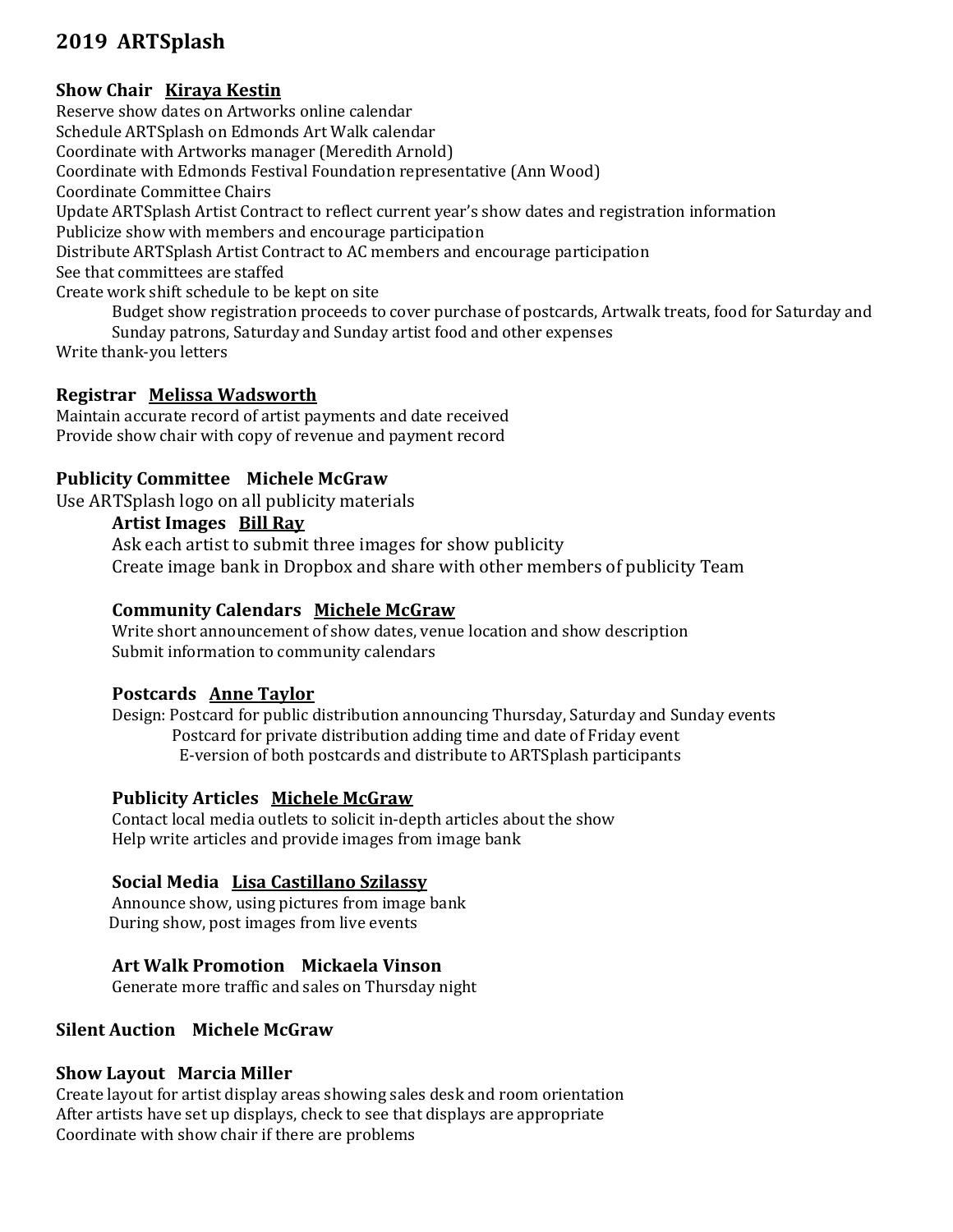# 2019 ARTSplash

## Show Chair <u>Kiraya Kestin</u>

Reserve show dates on Artworks online calendar
Schedule ARTSplash on Edmonds Art Walk calendar
Coordinate with Artworks manager (Meredith Arnold)
Coordinate with Edmonds Festival Foundation representative (Ann Wood)
Coordinate Committee Chairs
Update ARTSplash Artist Contract to reflect current year's show dates and registration information
Publicize show with members and encourage participation
Distribute ARTSplash Artist Contract to AC members and encourage participation
See that committees are staffed
Create work shift schedule to be kept on site

> Budget show registration proceeds to cover purchase of postcards, Artwalk treats, food for Saturday and Sunday patrons, Saturday and Sunday artist food and other expenses

Write thank-you letters

## Registrar <u>Melissa Wadsworth</u>

Maintain accurate record of artist payments and date received
Provide show chair with copy of revenue and payment record

## Publicity Committee Michele McGraw

Use ARTSplash logo on all publicity materials

### Artist Images <u>Bill Ray</u>

Ask each artist to submit three images for show publicity
Create image bank in Dropbox and share with other members of publicity Team

### Community Calendars <u>Michele McGraw</u>

Write short announcement of show dates, venue location and show description
Submit information to community calendars

### Postcards <u>Anne Taylor</u>

Design: Postcard for public distribution announcing Thursday, Saturday and Sunday events
Postcard for private distribution adding time and date of Friday event
E-version of both postcards and distribute to ARTSplash participants

### Publicity Articles <u>Michele McGraw</u>

Contact local media outlets to solicit in-depth articles about the show
Help write articles and provide images from image bank

### Social Media <u>Lisa Castillano Szilassy</u>

Announce show, using pictures from image bank
During show, post images from live events

### Art Walk Promotion Mickaela Vinson

Generate more traffic and sales on Thursday night

## Silent Auction Michele McGraw

## Show Layout Marcia Miller

Create layout for artist display areas showing sales desk and room orientation
After artists have set up displays, check to see that displays are appropriate
Coordinate with show chair if there are problems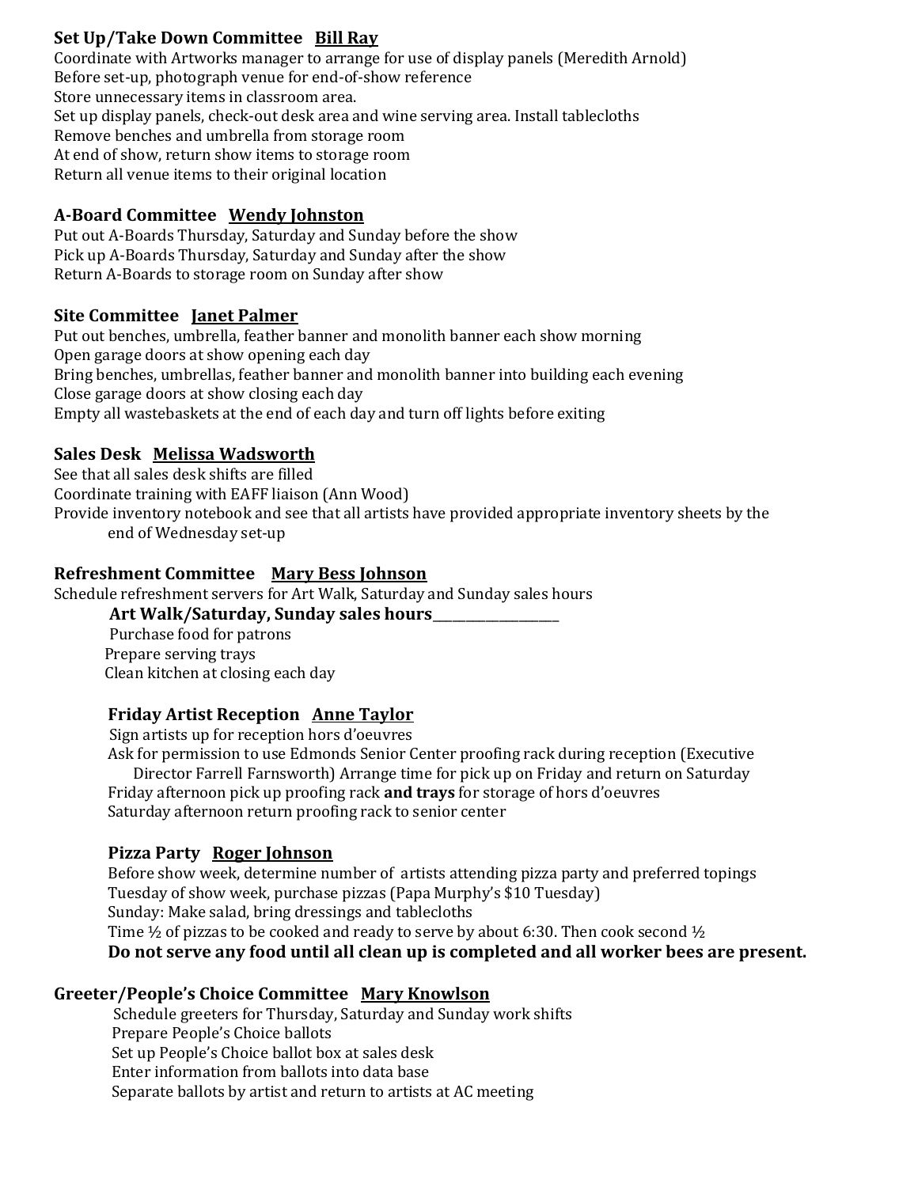**Set Up/Take Down Committee** **Bill Ray**

Coordinate with Artworks manager to arrange for use of display panels (Meredith Arnold)
Before set-up, photograph venue for end-of-show reference
Store unnecessary items in classroom area.
Set up display panels, check-out desk area and wine serving area. Install tablecloths
Remove benches and umbrella from storage room
At end of show, return show items to storage room
Return all venue items to their original location

**A-Board Committee** **Wendy Johnston**

Put out A-Boards Thursday, Saturday and Sunday before the show
Pick up A-Boards Thursday, Saturday and Sunday after the show
Return A-Boards to storage room on Sunday after show

**Site Committee** **Janet Palmer**

Put out benches, umbrella, feather banner and monolith banner each show morning
Open garage doors at show opening each day
Bring benches, umbrellas, feather banner and monolith banner into building each evening
Close garage doors at show closing each day
Empty all wastebaskets at the end of each day and turn off lights before exiting

**Sales Desk** **Melissa Wadsworth**

See that all sales desk shifts are filled
Coordinate training with EAFF liaison (Ann Wood)
Provide inventory notebook and see that all artists have provided appropriate inventory sheets by the end of Wednesday set-up

**Refreshment Committee** **Mary Bess Johnson**

Schedule refreshment servers for Art Walk, Saturday and Sunday sales hours

**Art Walk/Saturday, Sunday sales hours\_\_\_\_\_\_\_\_\_\_\_\_\_\_\_\_\_\_\_\_**

Purchase food for patrons
Prepare serving trays
Clean kitchen at closing each day

**Friday Artist Reception** **Anne Taylor**

Sign artists up for reception hors d'oeuvres
Ask for permission to use Edmonds Senior Center proofing rack during reception (Executive Director Farrell Farnsworth) Arrange time for pick up on Friday and return on Saturday
Friday afternoon pick up proofing rack **and trays** for storage of hors d'oeuvres
Saturday afternoon return proofing rack to senior center

**Pizza Party** **Roger Johnson**

Before show week, determine number of artists attending pizza party and preferred topings
Tuesday of show week, purchase pizzas (Papa Murphy's $10 Tuesday)
Sunday: Make salad, bring dressings and tablecloths
Time ½ of pizzas to be cooked and ready to serve by about 6:30. Then cook second ½
**Do not serve any food until all clean up is completed and all worker bees are present.**

**Greeter/People's Choice Committee** **Mary Knowlson**

Schedule greeters for Thursday, Saturday and Sunday work shifts
Prepare People's Choice ballots
Set up People's Choice ballot box at sales desk
Enter information from ballots into data base
Separate ballots by artist and return to artists at AC meeting